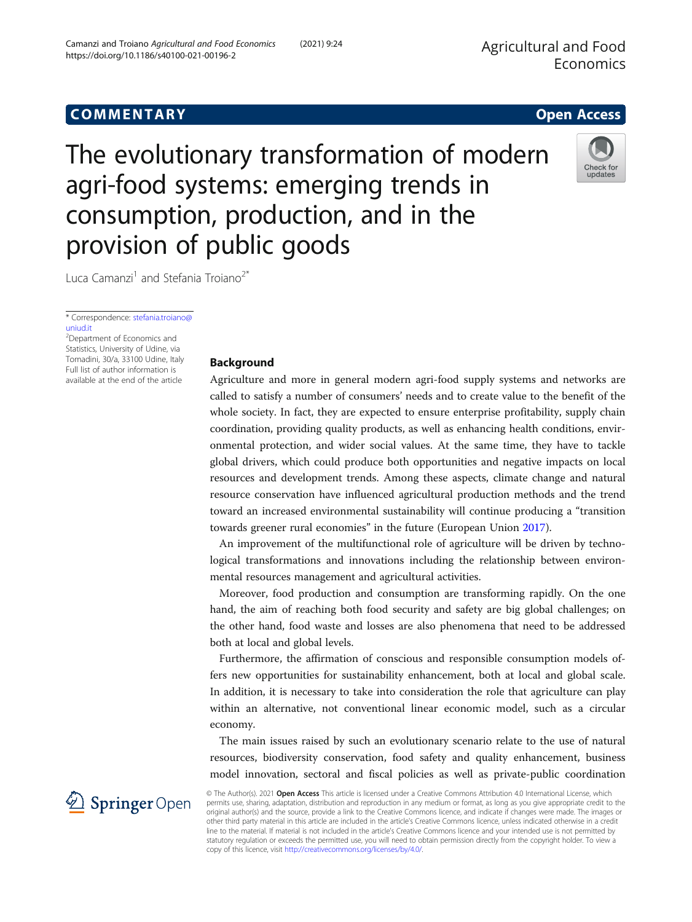COMMENTARY

Open Access

# The evolutionary transformation of modern agri-food systems: emerging trends in consumption, production, and in the provision of public goods

Luca Camanzi[1] and Stefania Troiano[2*]

\* Correspondence: stefania.troiano@uniud.it
[2]Department of Economics and Statistics, University of Udine, via Tomadini, 30/a, 33100 Udine, Italy
Full list of author information is available at the end of the article

## Background

Agriculture and more in general modern agri-food supply systems and networks are called to satisfy a number of consumers' needs and to create value to the benefit of the whole society. In fact, they are expected to ensure enterprise profitability, supply chain coordination, providing quality products, as well as enhancing health conditions, environmental protection, and wider social values. At the same time, they have to tackle global drivers, which could produce both opportunities and negative impacts on local resources and development trends. Among these aspects, climate change and natural resource conservation have influenced agricultural production methods and the trend toward an increased environmental sustainability will continue producing a "transition towards greener rural economies" in the future (European Union 2017).

An improvement of the multifunctional role of agriculture will be driven by technological transformations and innovations including the relationship between environmental resources management and agricultural activities.

Moreover, food production and consumption are transforming rapidly. On the one hand, the aim of reaching both food security and safety are big global challenges; on the other hand, food waste and losses are also phenomena that need to be addressed both at local and global levels.

Furthermore, the affirmation of conscious and responsible consumption models offers new opportunities for sustainability enhancement, both at local and global scale. In addition, it is necessary to take into consideration the role that agriculture can play within an alternative, not conventional linear economic model, such as a circular economy.

The main issues raised by such an evolutionary scenario relate to the use of natural resources, biodiversity conservation, food safety and quality enhancement, business model innovation, sectoral and fiscal policies as well as private-public coordination

© The Author(s). 2021 **Open Access** This article is licensed under a Creative Commons Attribution 4.0 International License, which permits use, sharing, adaptation, distribution and reproduction in any medium or format, as long as you give appropriate credit to the original author(s) and the source, provide a link to the Creative Commons licence, and indicate if changes were made. The images or other third party material in this article are included in the article's Creative Commons licence, unless indicated otherwise in a credit line to the material. If material is not included in the article's Creative Commons licence and your intended use is not permitted by statutory regulation or exceeds the permitted use, you will need to obtain permission directly from the copyright holder. To view a copy of this licence, visit http://creativecommons.org/licenses/by/4.0/.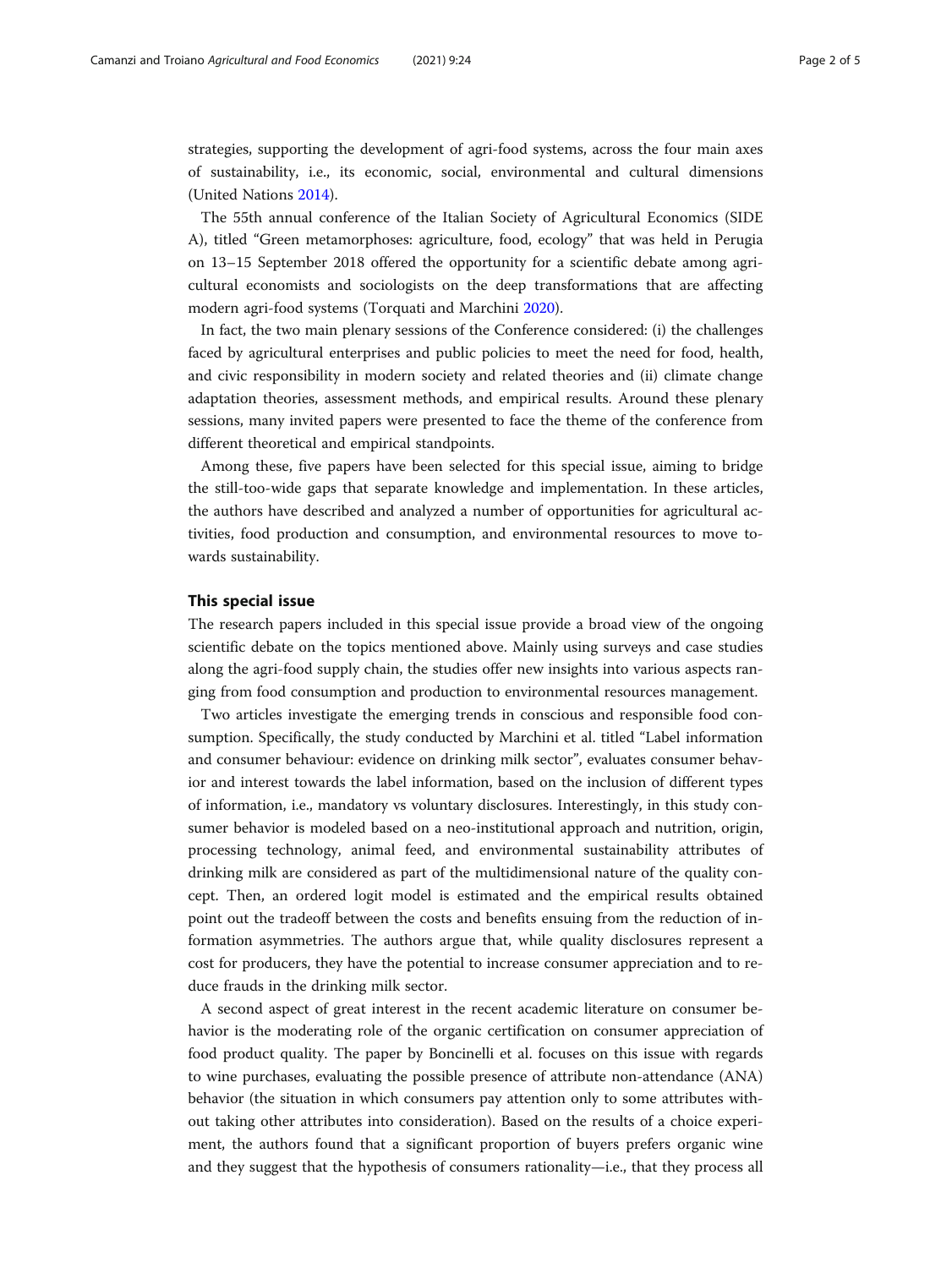strategies, supporting the development of agri-food systems, across the four main axes of sustainability, i.e., its economic, social, environmental and cultural dimensions (United Nations 2014).

The 55th annual conference of the Italian Society of Agricultural Economics (SIDE A), titled "Green metamorphoses: agriculture, food, ecology" that was held in Perugia on 13–15 September 2018 offered the opportunity for a scientific debate among agricultural economists and sociologists on the deep transformations that are affecting modern agri-food systems (Torquati and Marchini 2020).

In fact, the two main plenary sessions of the Conference considered: (i) the challenges faced by agricultural enterprises and public policies to meet the need for food, health, and civic responsibility in modern society and related theories and (ii) climate change adaptation theories, assessment methods, and empirical results. Around these plenary sessions, many invited papers were presented to face the theme of the conference from different theoretical and empirical standpoints.

Among these, five papers have been selected for this special issue, aiming to bridge the still-too-wide gaps that separate knowledge and implementation. In these articles, the authors have described and analyzed a number of opportunities for agricultural activities, food production and consumption, and environmental resources to move towards sustainability.

## This special issue

The research papers included in this special issue provide a broad view of the ongoing scientific debate on the topics mentioned above. Mainly using surveys and case studies along the agri-food supply chain, the studies offer new insights into various aspects ranging from food consumption and production to environmental resources management.

Two articles investigate the emerging trends in conscious and responsible food consumption. Specifically, the study conducted by Marchini et al. titled "Label information and consumer behaviour: evidence on drinking milk sector", evaluates consumer behavior and interest towards the label information, based on the inclusion of different types of information, i.e., mandatory vs voluntary disclosures. Interestingly, in this study consumer behavior is modeled based on a neo-institutional approach and nutrition, origin, processing technology, animal feed, and environmental sustainability attributes of drinking milk are considered as part of the multidimensional nature of the quality concept. Then, an ordered logit model is estimated and the empirical results obtained point out the tradeoff between the costs and benefits ensuing from the reduction of information asymmetries. The authors argue that, while quality disclosures represent a cost for producers, they have the potential to increase consumer appreciation and to reduce frauds in the drinking milk sector.

A second aspect of great interest in the recent academic literature on consumer behavior is the moderating role of the organic certification on consumer appreciation of food product quality. The paper by Boncinelli et al. focuses on this issue with regards to wine purchases, evaluating the possible presence of attribute non-attendance (ANA) behavior (the situation in which consumers pay attention only to some attributes without taking other attributes into consideration). Based on the results of a choice experiment, the authors found that a significant proportion of buyers prefers organic wine and they suggest that the hypothesis of consumers rationality—i.e., that they process all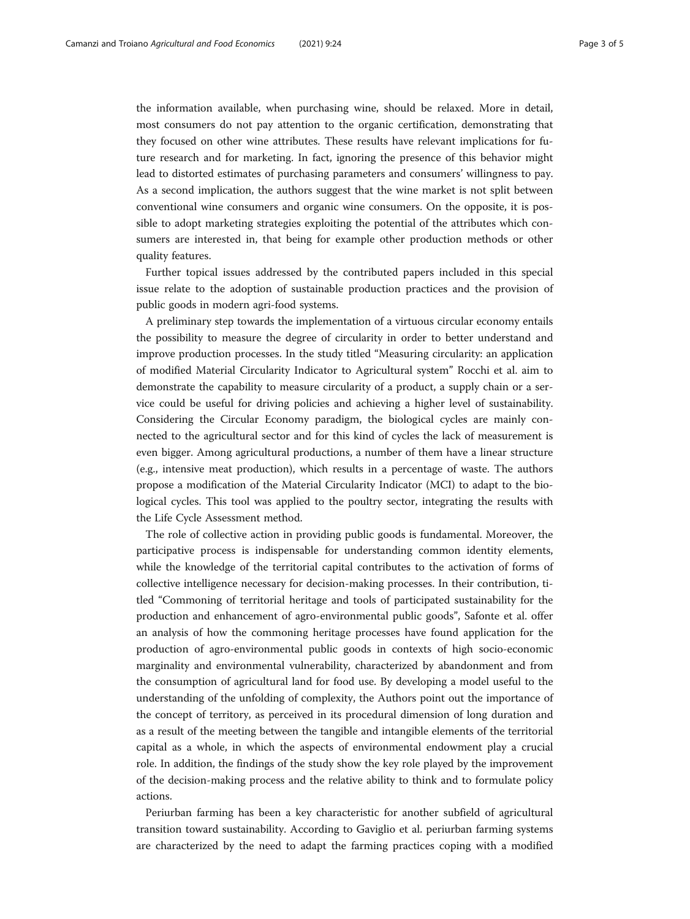the information available, when purchasing wine, should be relaxed. More in detail, most consumers do not pay attention to the organic certification, demonstrating that they focused on other wine attributes. These results have relevant implications for future research and for marketing. In fact, ignoring the presence of this behavior might lead to distorted estimates of purchasing parameters and consumers' willingness to pay. As a second implication, the authors suggest that the wine market is not split between conventional wine consumers and organic wine consumers. On the opposite, it is possible to adopt marketing strategies exploiting the potential of the attributes which consumers are interested in, that being for example other production methods or other quality features.

Further topical issues addressed by the contributed papers included in this special issue relate to the adoption of sustainable production practices and the provision of public goods in modern agri-food systems.

A preliminary step towards the implementation of a virtuous circular economy entails the possibility to measure the degree of circularity in order to better understand and improve production processes. In the study titled "Measuring circularity: an application of modified Material Circularity Indicator to Agricultural system" Rocchi et al. aim to demonstrate the capability to measure circularity of a product, a supply chain or a service could be useful for driving policies and achieving a higher level of sustainability. Considering the Circular Economy paradigm, the biological cycles are mainly connected to the agricultural sector and for this kind of cycles the lack of measurement is even bigger. Among agricultural productions, a number of them have a linear structure (e.g., intensive meat production), which results in a percentage of waste. The authors propose a modification of the Material Circularity Indicator (MCI) to adapt to the biological cycles. This tool was applied to the poultry sector, integrating the results with the Life Cycle Assessment method.

The role of collective action in providing public goods is fundamental. Moreover, the participative process is indispensable for understanding common identity elements, while the knowledge of the territorial capital contributes to the activation of forms of collective intelligence necessary for decision-making processes. In their contribution, titled "Commoning of territorial heritage and tools of participated sustainability for the production and enhancement of agro-environmental public goods", Safonte et al. offer an analysis of how the commoning heritage processes have found application for the production of agro-environmental public goods in contexts of high socio-economic marginality and environmental vulnerability, characterized by abandonment and from the consumption of agricultural land for food use. By developing a model useful to the understanding of the unfolding of complexity, the Authors point out the importance of the concept of territory, as perceived in its procedural dimension of long duration and as a result of the meeting between the tangible and intangible elements of the territorial capital as a whole, in which the aspects of environmental endowment play a crucial role. In addition, the findings of the study show the key role played by the improvement of the decision-making process and the relative ability to think and to formulate policy actions.

Periurban farming has been a key characteristic for another subfield of agricultural transition toward sustainability. According to Gaviglio et al. periurban farming systems are characterized by the need to adapt the farming practices coping with a modified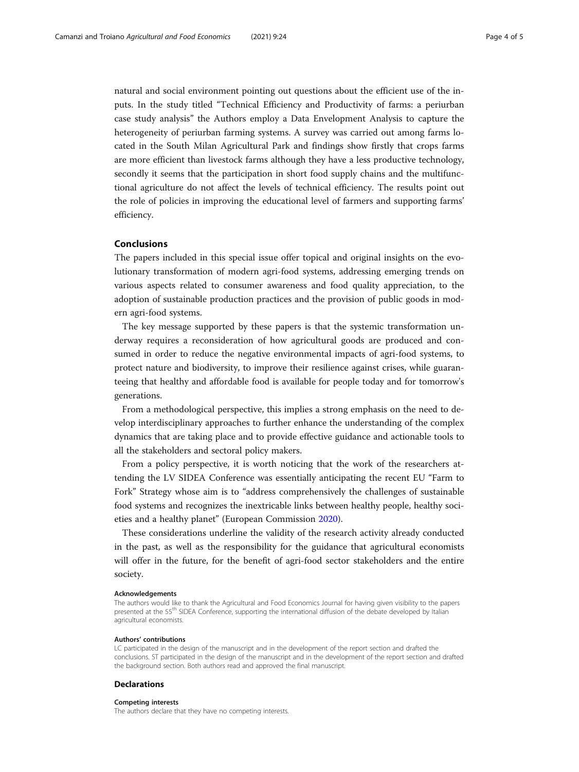natural and social environment pointing out questions about the efficient use of the inputs. In the study titled "Technical Efficiency and Productivity of farms: a periurban case study analysis" the Authors employ a Data Envelopment Analysis to capture the heterogeneity of periurban farming systems. A survey was carried out among farms located in the South Milan Agricultural Park and findings show firstly that crops farms are more efficient than livestock farms although they have a less productive technology, secondly it seems that the participation in short food supply chains and the multifunctional agriculture do not affect the levels of technical efficiency. The results point out the role of policies in improving the educational level of farmers and supporting farms' efficiency.

## Conclusions

The papers included in this special issue offer topical and original insights on the evolutionary transformation of modern agri-food systems, addressing emerging trends on various aspects related to consumer awareness and food quality appreciation, to the adoption of sustainable production practices and the provision of public goods in modern agri-food systems.

The key message supported by these papers is that the systemic transformation underway requires a reconsideration of how agricultural goods are produced and consumed in order to reduce the negative environmental impacts of agri-food systems, to protect nature and biodiversity, to improve their resilience against crises, while guaranteeing that healthy and affordable food is available for people today and for tomorrow's generations.

From a methodological perspective, this implies a strong emphasis on the need to develop interdisciplinary approaches to further enhance the understanding of the complex dynamics that are taking place and to provide effective guidance and actionable tools to all the stakeholders and sectoral policy makers.

From a policy perspective, it is worth noticing that the work of the researchers attending the LV SIDEA Conference was essentially anticipating the recent EU "Farm to Fork" Strategy whose aim is to "address comprehensively the challenges of sustainable food systems and recognizes the inextricable links between healthy people, healthy societies and a healthy planet" (European Commission 2020).

These considerations underline the validity of the research activity already conducted in the past, as well as the responsibility for the guidance that agricultural economists will offer in the future, for the benefit of agri-food sector stakeholders and the entire society.

#### Acknowledgements

The authors would like to thank the Agricultural and Food Economics Journal for having given visibility to the papers presented at the 55th SIDEA Conference, supporting the international diffusion of the debate developed by Italian agricultural economists.

#### Authors' contributions

LC participated in the design of the manuscript and in the development of the report section and drafted the conclusions. ST participated in the design of the manuscript and in the development of the report section and drafted the background section. Both authors read and approved the final manuscript.

## Declarations

#### Competing interests

The authors declare that they have no competing interests.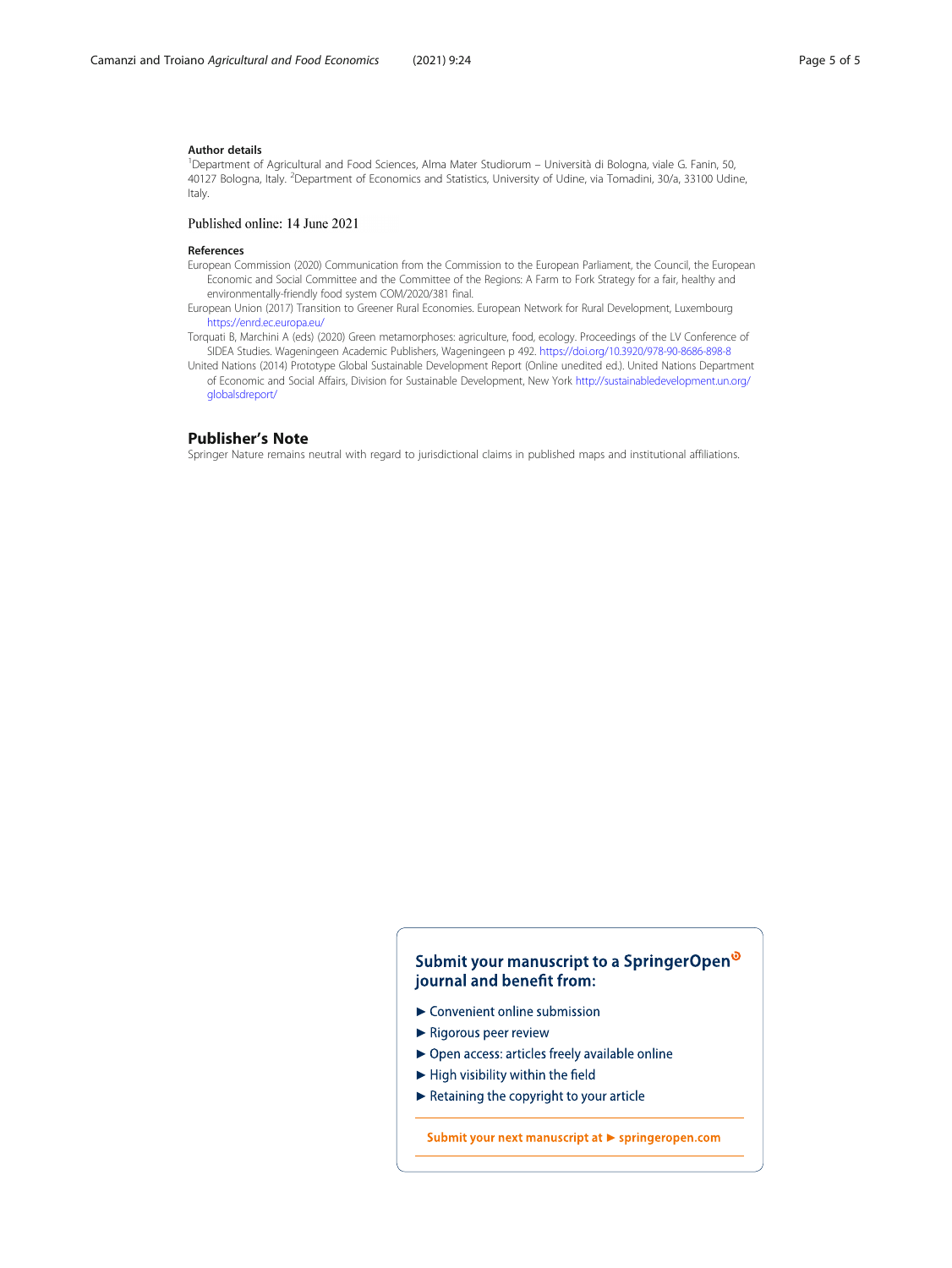### Author details

[1]Department of Agricultural and Food Sciences, Alma Mater Studiorum – Università di Bologna, viale G. Fanin, 50, 40127 Bologna, Italy. [2]Department of Economics and Statistics, University of Udine, via Tomadini, 30/a, 33100 Udine, Italy.

Published online: 14 June 2021

### References

European Commission (2020) Communication from the Commission to the European Parliament, the Council, the European Economic and Social Committee and the Committee of the Regions: A Farm to Fork Strategy for a fair, healthy and environmentally-friendly food system COM/2020/381 final.

European Union (2017) Transition to Greener Rural Economies. European Network for Rural Development, Luxembourg https://enrd.ec.europa.eu/

Torquati B, Marchini A (eds) (2020) Green metamorphoses: agriculture, food, ecology. Proceedings of the LV Conference of SIDEA Studies. Wageningeen Academic Publishers, Wageningeen p 492. https://doi.org/10.3920/978-90-8686-898-8

United Nations (2014) Prototype Global Sustainable Development Report (Online unedited ed.). United Nations Department of Economic and Social Affairs, Division for Sustainable Development, New York http://sustainabledevelopment.un.org/globalsdreport/

## Publisher's Note

Springer Nature remains neutral with regard to jurisdictional claims in published maps and institutional affiliations.

**Submit your manuscript to a SpringerOpen journal and benefit from:**

- ► Convenient online submission
- ► Rigorous peer review
- ► Open access: articles freely available online
- ► High visibility within the field
- ► Retaining the copyright to your article

**Submit your next manuscript at ► springeropen.com**